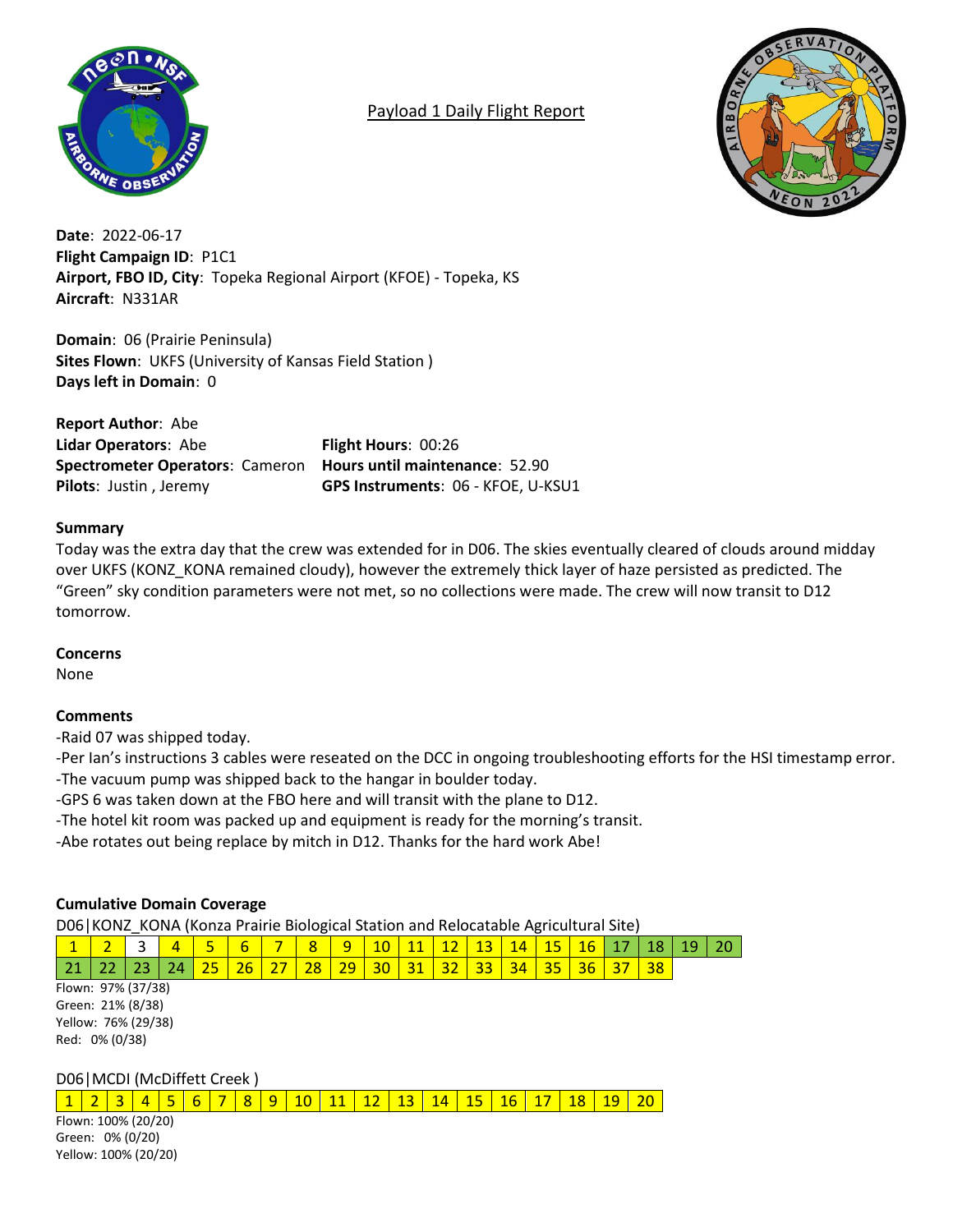# Payload 1 Daily Flight Report

**Date**: 2022-06-17
**Flight Campaign ID**: P1C1
**Airport, FBO ID, City**: Topeka Regional Airport (KFOE) - Topeka, KS
**Aircraft**: N331AR

**Domain**: 06 (Prairie Peninsula)
**Sites Flown**: UKFS (University of Kansas Field Station )
**Days left in Domain**: 0

**Report Author**: Abe
**Lidar Operators**: Abe
**Spectrometer Operators**: Cameron
**Pilots**: Justin , Jeremy
**Flight Hours**: 00:26
**Hours until maintenance**: 52.90
**GPS Instruments**: 06 - KFOE, U-KSU1

## Summary

Today was the extra day that the crew was extended for in D06. The skies eventually cleared of clouds around midday over UKFS (KONZ_KONA remained cloudy), however the extremely thick layer of haze persisted as predicted. The "Green" sky condition parameters were not met, so no collections were made. The crew will now transit to D12 tomorrow.

## Concerns

None

## Comments

-Raid 07 was shipped today.
-Per Ian's instructions 3 cables were reseated on the DCC in ongoing troubleshooting efforts for the HSI timestamp error.
-The vacuum pump was shipped back to the hangar in boulder today.
-GPS 6 was taken down at the FBO here and will transit with the plane to D12.
-The hotel kit room was packed up and equipment is ready for the morning's transit.
-Abe rotates out being replace by mitch in D12. Thanks for the hard work Abe!

## Cumulative Domain Coverage

D06|KONZ_KONA (Konza Prairie Biological Station and Relocatable Agricultural Site)

| 1 | 2 | 3 | 4 | 5 | 6 | 7 | 8 | 9 | 10 | 11 | 12 | 13 | 14 | 15 | 16 | 17 | 18 | 19 | 20 |
|---|---|---|---|---|---|---|---|---|---|---|---|---|---|---|---|---|---|---|---|
| 21 | 22 | 23 | 24 | 25 | 26 | 27 | 28 | 29 | 30 | 31 | 32 | 33 | 34 | 35 | 36 | 37 | 38 | | |

Flown: 97% (37/38)
Green: 21% (8/38)
Yellow: 76% (29/38)
Red: 0% (0/38)

D06|MCDI (McDiffett Creek )

| 1 | 2 | 3 | 4 | 5 | 6 | 7 | 8 | 9 | 10 | 11 | 12 | 13 | 14 | 15 | 16 | 17 | 18 | 19 | 20 |
|---|---|---|---|---|---|---|---|---|---|---|---|---|---|---|---|---|---|---|---|

Flown: 100% (20/20)
Green: 0% (0/20)
Yellow: 100% (20/20)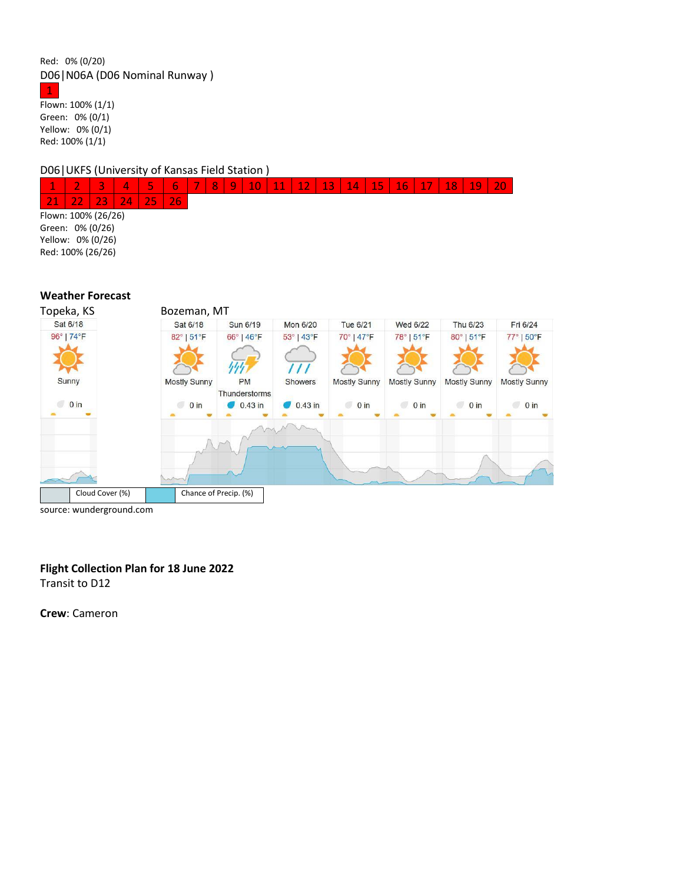Red: 0% (0/20)

D06|N06A (D06 Nominal Runway )

| |
|---|
| 1 |

Flown: 100% (1/1)
Green: 0% (0/1)
Yellow: 0% (0/1)
Red: 100% (1/1)

D06|UKFS (University of Kansas Field Station )

| | | | | | | | | | | | | | | | | | | | |
|---|---|---|---|---|---|---|---|---|---|---|---|---|---|---|---|---|---|---|---|
| 1 | 2 | 3 | 4 | 5 | 6 | 7 | 8 | 9 | 10 | 11 | 12 | 13 | 14 | 15 | 16 | 17 | 18 | 19 | 20 |
| 21 | 22 | 23 | 24 | 25 | 26 | | | | | | | | | | | | | | |

Flown: 100% (26/26)
Green: 0% (0/26)
Yellow: 0% (0/26)
Red: 100% (26/26)

**Weather Forecast**

Topeka, KS

Sat 6/18
96° | 74°F
Sunny
0 in

Bozeman, MT

Sat 6/18
82° | 51°F
Mostly Sunny
0 in

Sun 6/19
66° | 46°F
PM Thunderstorms
0.43 in

Mon 6/20
53° | 43°F
Showers
0.43 in

Tue 6/21
70° | 47°F
Mostly Sunny
0 in

Wed 6/22
78° | 51°F
Mostly Sunny
0 in

Thu 6/23
80° | 51°F
Mostly Sunny
0 in

Fri 6/24
77° | 50°F
Mostly Sunny
0 in

Cloud Cover (%)
Chance of Precip. (%)

source: wunderground.com

**Flight Collection Plan for 18 June 2022**
Transit to D12

**Crew**: Cameron